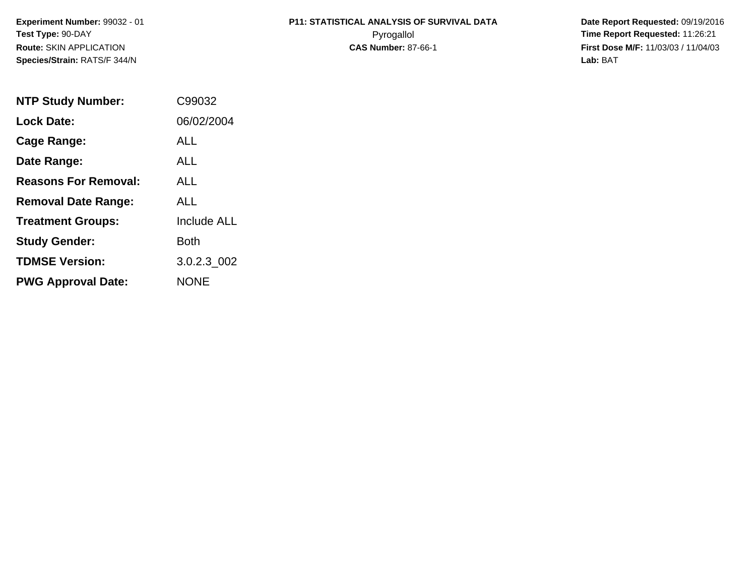**Experiment Number:** 99032 - 01
**Test Type:** 90-DAY
**Route:** SKIN APPLICATION
**Species/Strain:** RATS/F 344/N

**P11: STATISTICAL ANALYSIS OF SURVIVAL DATA**
Pyrogallol
**CAS Number:** 87-66-1

**Date Report Requested:** 09/19/2016
**Time Report Requested:** 11:26:21
**First Dose M/F:** 11/03/03 / 11/04/03
**Lab:** BAT

| | |
|---|---|
| **NTP Study Number:** | C99032 |
| **Lock Date:** | 06/02/2004 |
| **Cage Range:** | ALL |
| **Date Range:** | ALL |
| **Reasons For Removal:** | ALL |
| **Removal Date Range:** | ALL |
| **Treatment Groups:** | Include ALL |
| **Study Gender:** | Both |
| **TDMSE Version:** | 3.0.2.3_002 |
| **PWG Approval Date:** | NONE |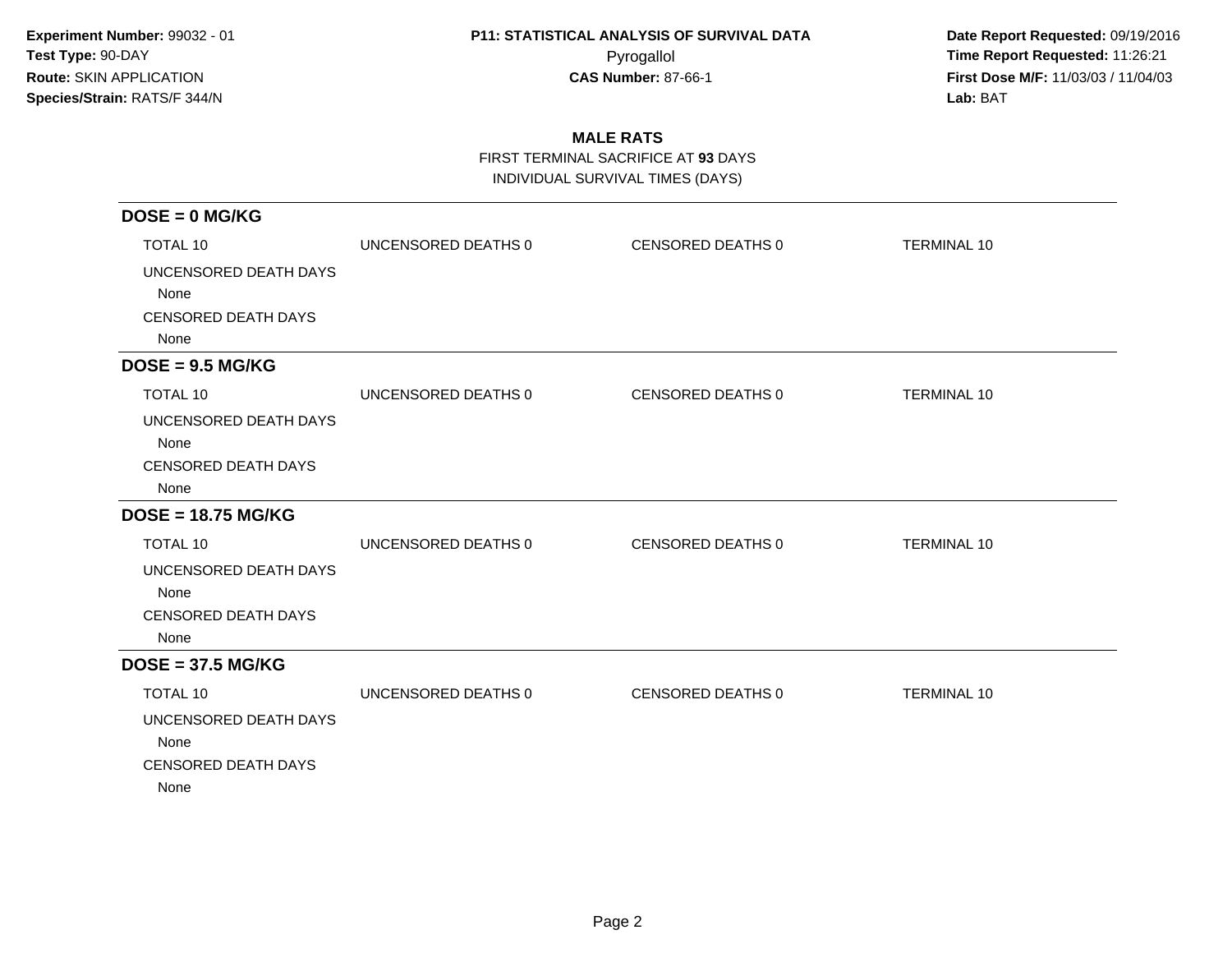**Experiment Number:** 99032 - 01
**Test Type:** 90-DAY
**Route:** SKIN APPLICATION
**Species/Strain:** RATS/F 344/N

**P11: STATISTICAL ANALYSIS OF SURVIVAL DATA**
Pyrogallol
**CAS Number:** 87-66-1

**Date Report Requested:** 09/19/2016
**Time Report Requested:** 11:26:21
**First Dose M/F:** 11/03/03 / 11/04/03
**Lab:** BAT

## MALE RATS

FIRST TERMINAL SACRIFICE AT **93** DAYS
INDIVIDUAL SURVIVAL TIMES (DAYS)

### DOSE = 0 MG/KG

| TOTAL 10 | UNCENSORED DEATHS 0 | CENSORED DEATHS 0 | TERMINAL 10 |
|---|---|---|---|

UNCENSORED DEATH DAYS
None
CENSORED DEATH DAYS
None

### DOSE = 9.5 MG/KG

| TOTAL 10 | UNCENSORED DEATHS 0 | CENSORED DEATHS 0 | TERMINAL 10 |
|---|---|---|---|

UNCENSORED DEATH DAYS
None
CENSORED DEATH DAYS
None

### DOSE = 18.75 MG/KG

| TOTAL 10 | UNCENSORED DEATHS 0 | CENSORED DEATHS 0 | TERMINAL 10 |
|---|---|---|---|

UNCENSORED DEATH DAYS
None
CENSORED DEATH DAYS
None

### DOSE = 37.5 MG/KG

| TOTAL 10 | UNCENSORED DEATHS 0 | CENSORED DEATHS 0 | TERMINAL 10 |
|---|---|---|---|

UNCENSORED DEATH DAYS
None
CENSORED DEATH DAYS
None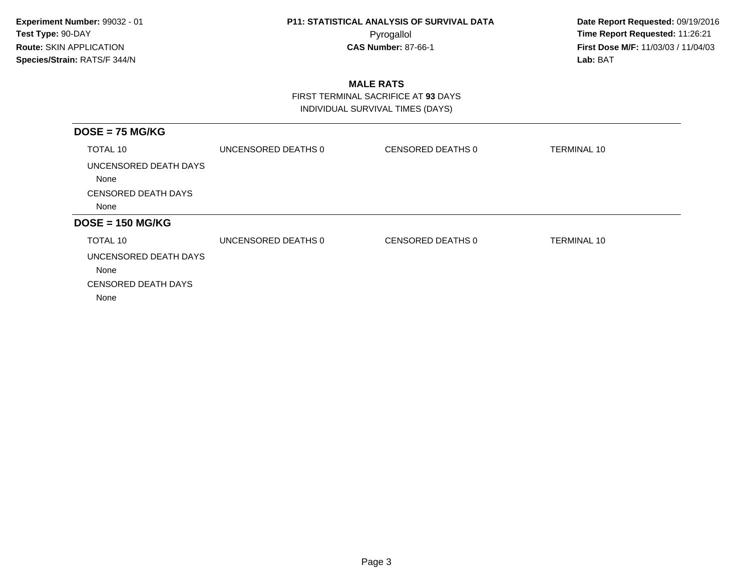**Experiment Number:** 99032 - 01
**Test Type:** 90-DAY
**Route:** SKIN APPLICATION
**Species/Strain:** RATS/F 344/N

**P11: STATISTICAL ANALYSIS OF SURVIVAL DATA**
Pyrogallol
**CAS Number:** 87-66-1

**Date Report Requested:** 09/19/2016
**Time Report Requested:** 11:26:21
**First Dose M/F:** 11/03/03 / 11/04/03
**Lab:** BAT

## MALE RATS

FIRST TERMINAL SACRIFICE AT **93** DAYS
INDIVIDUAL SURVIVAL TIMES (DAYS)

### DOSE = 75 MG/KG

| TOTAL 10 | UNCENSORED DEATHS 0 | CENSORED DEATHS 0 | TERMINAL 10 |
|---|---|---|---|

UNCENSORED DEATH DAYS
None
CENSORED DEATH DAYS
None

### DOSE = 150 MG/KG

| TOTAL 10 | UNCENSORED DEATHS 0 | CENSORED DEATHS 0 | TERMINAL 10 |
|---|---|---|---|

UNCENSORED DEATH DAYS
None
CENSORED DEATH DAYS
None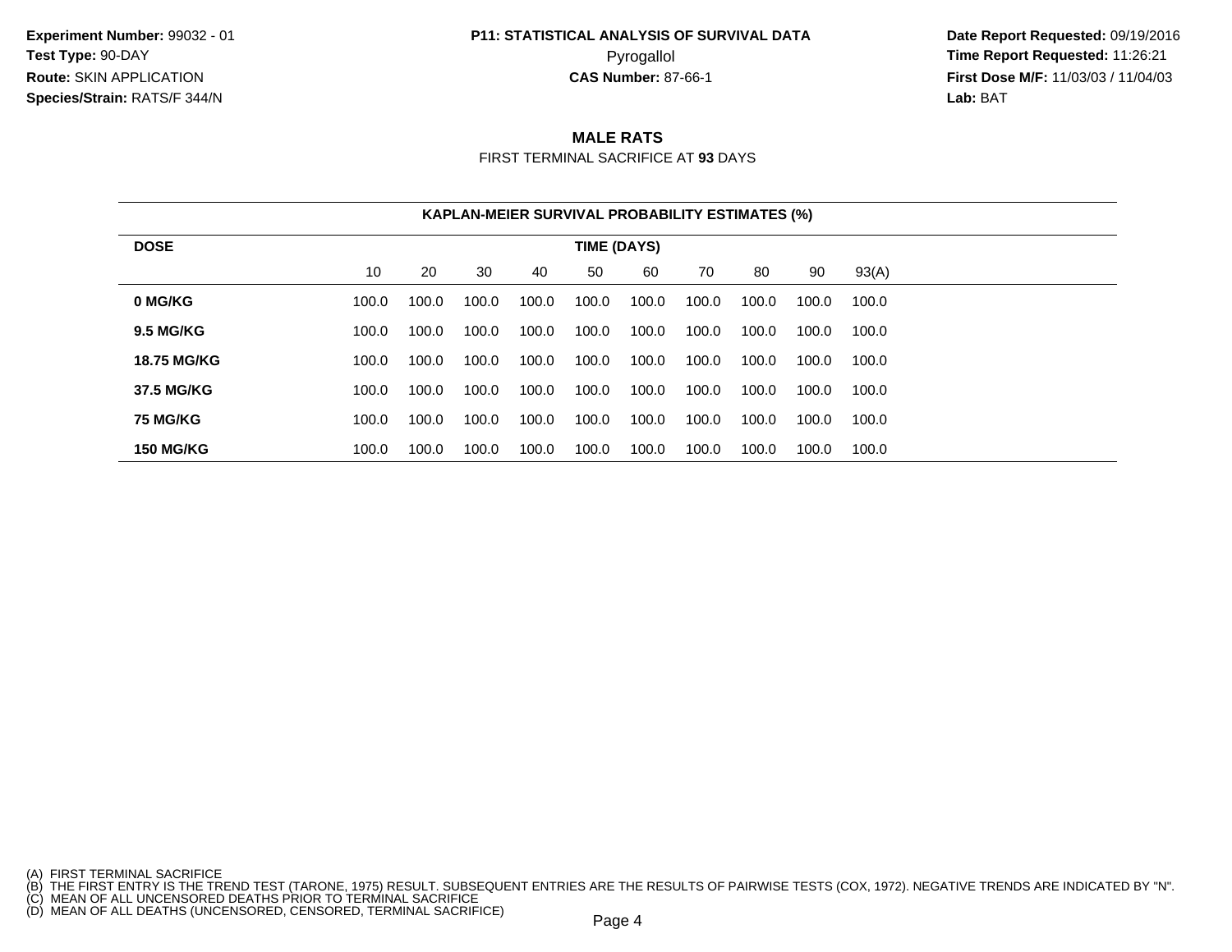**Experiment Number:** 99032 - 01
**Test Type:** 90-DAY
**Route:** SKIN APPLICATION
**Species/Strain:** RATS/F 344/N

**P11: STATISTICAL ANALYSIS OF SURVIVAL DATA**
Pyrogallol
**CAS Number:** 87-66-1

**Date Report Requested:** 09/19/2016
**Time Report Requested:** 11:26:21
**First Dose M/F:** 11/03/03 / 11/04/03
**Lab:** BAT

## MALE RATS

FIRST TERMINAL SACRIFICE AT **93** DAYS

### KAPLAN-MEIER SURVIVAL PROBABILITY ESTIMATES (%)

| DOSE | TIME (DAYS) | | | | | | | | | |
|---|---|---|---|---|---|---|---|---|---|---|
| | 10 | 20 | 30 | 40 | 50 | 60 | 70 | 80 | 90 | 93(A) |
| **0 MG/KG** | 100.0 | 100.0 | 100.0 | 100.0 | 100.0 | 100.0 | 100.0 | 100.0 | 100.0 | 100.0 |
| **9.5 MG/KG** | 100.0 | 100.0 | 100.0 | 100.0 | 100.0 | 100.0 | 100.0 | 100.0 | 100.0 | 100.0 |
| **18.75 MG/KG** | 100.0 | 100.0 | 100.0 | 100.0 | 100.0 | 100.0 | 100.0 | 100.0 | 100.0 | 100.0 |
| **37.5 MG/KG** | 100.0 | 100.0 | 100.0 | 100.0 | 100.0 | 100.0 | 100.0 | 100.0 | 100.0 | 100.0 |
| **75 MG/KG** | 100.0 | 100.0 | 100.0 | 100.0 | 100.0 | 100.0 | 100.0 | 100.0 | 100.0 | 100.0 |
| **150 MG/KG** | 100.0 | 100.0 | 100.0 | 100.0 | 100.0 | 100.0 | 100.0 | 100.0 | 100.0 | 100.0 |

(A) FIRST TERMINAL SACRIFICE
(B) THE FIRST ENTRY IS THE TREND TEST (TARONE, 1975) RESULT. SUBSEQUENT ENTRIES ARE THE RESULTS OF PAIRWISE TESTS (COX, 1972). NEGATIVE TRENDS ARE INDICATED BY "N".
(C) MEAN OF ALL UNCENSORED DEATHS PRIOR TO TERMINAL SACRIFICE
(D) MEAN OF ALL DEATHS (UNCENSORED, CENSORED, TERMINAL SACRIFICE)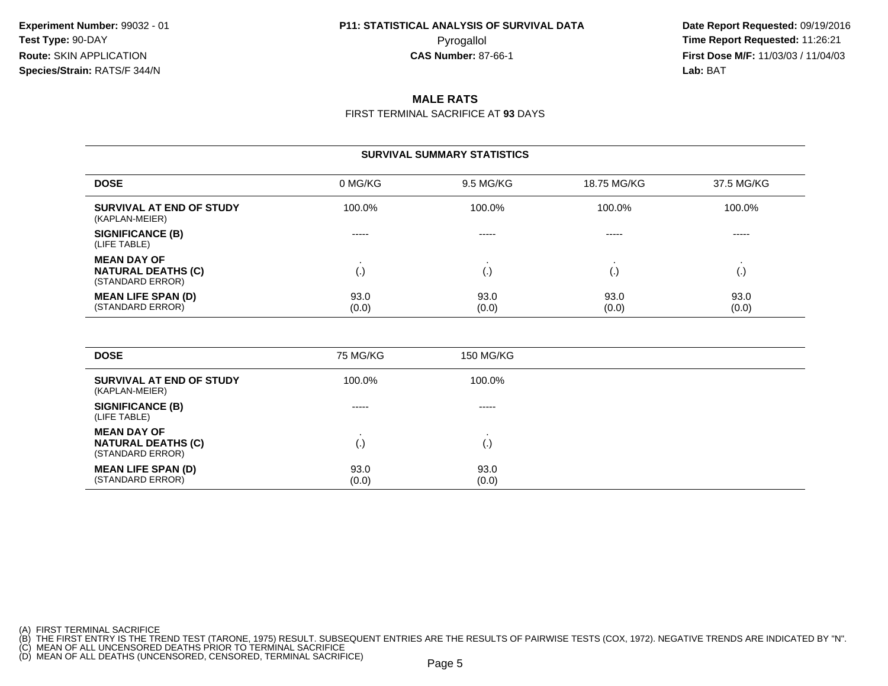**Experiment Number:** 99032 - 01
**Test Type:** 90-DAY
**Route:** SKIN APPLICATION
**Species/Strain:** RATS/F 344/N

**P11: STATISTICAL ANALYSIS OF SURVIVAL DATA**
Pyrogallol
**CAS Number:** 87-66-1

**Date Report Requested:** 09/19/2016
**Time Report Requested:** 11:26:21
**First Dose M/F:** 11/03/03 / 11/04/03
**Lab:** BAT

## MALE RATS

FIRST TERMINAL SACRIFICE AT **93** DAYS

### SURVIVAL SUMMARY STATISTICS

| DOSE | 0 MG/KG | 9.5 MG/KG | 18.75 MG/KG | 37.5 MG/KG |
|---|---|---|---|---|
| **SURVIVAL AT END OF STUDY** (KAPLAN-MEIER) | 100.0% | 100.0% | 100.0% | 100.0% |
| **SIGNIFICANCE (B)** (LIFE TABLE) | ----- | ----- | ----- | ----- |
| **MEAN DAY OF NATURAL DEATHS (C)** (STANDARD ERROR) | . (.) | . (.) | . (.) | . (.) |
| **MEAN LIFE SPAN (D)** (STANDARD ERROR) | 93.0 (0.0) | 93.0 (0.0) | 93.0 (0.0) | 93.0 (0.0) |

| DOSE | 75 MG/KG | 150 MG/KG |
|---|---|---|
| **SURVIVAL AT END OF STUDY** (KAPLAN-MEIER) | 100.0% | 100.0% |
| **SIGNIFICANCE (B)** (LIFE TABLE) | ----- | ----- |
| **MEAN DAY OF NATURAL DEATHS (C)** (STANDARD ERROR) | . (.) | . (.) |
| **MEAN LIFE SPAN (D)** (STANDARD ERROR) | 93.0 (0.0) | 93.0 (0.0) |

(A) FIRST TERMINAL SACRIFICE
(B) THE FIRST ENTRY IS THE TREND TEST (TARONE, 1975) RESULT. SUBSEQUENT ENTRIES ARE THE RESULTS OF PAIRWISE TESTS (COX, 1972). NEGATIVE TRENDS ARE INDICATED BY "N".
(C) MEAN OF ALL UNCENSORED DEATHS PRIOR TO TERMINAL SACRIFICE
(D) MEAN OF ALL DEATHS (UNCENSORED, CENSORED, TERMINAL SACRIFICE)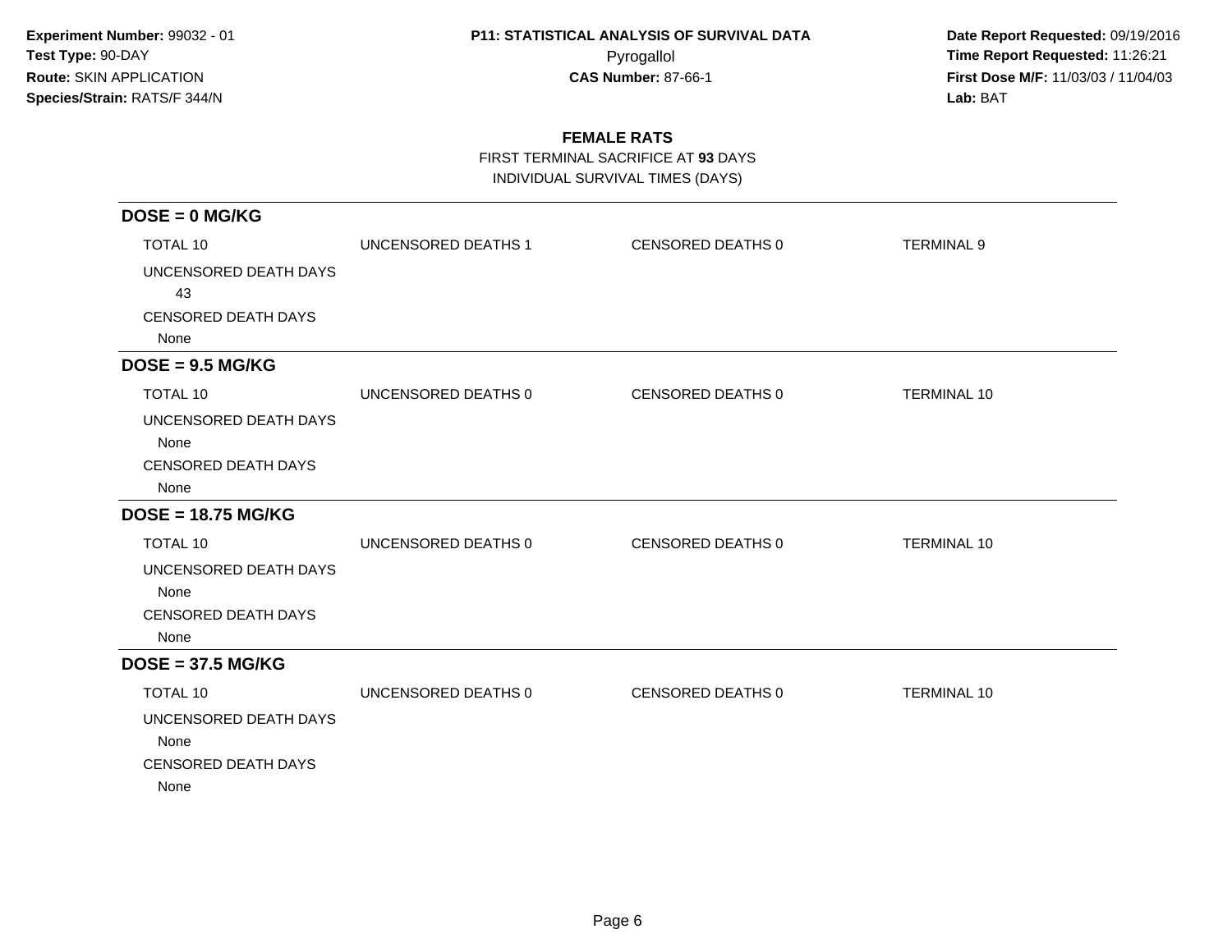**Experiment Number:** 99032 - 01
**Test Type:** 90-DAY
**Route:** SKIN APPLICATION
**Species/Strain:** RATS/F 344/N

**P11: STATISTICAL ANALYSIS OF SURVIVAL DATA**
Pyrogallol
**CAS Number:** 87-66-1

**Date Report Requested:** 09/19/2016
**Time Report Requested:** 11:26:21
**First Dose M/F:** 11/03/03 / 11/04/03
**Lab:** BAT

## FEMALE RATS

FIRST TERMINAL SACRIFICE AT **93** DAYS
INDIVIDUAL SURVIVAL TIMES (DAYS)

### DOSE = 0 MG/KG

| TOTAL 10 | UNCENSORED DEATHS 1 | CENSORED DEATHS 0 | TERMINAL 9 |
|---|---|---|---|

UNCENSORED DEATH DAYS
43

CENSORED DEATH DAYS
None

### DOSE = 9.5 MG/KG

| TOTAL 10 | UNCENSORED DEATHS 0 | CENSORED DEATHS 0 | TERMINAL 10 |
|---|---|---|---|

UNCENSORED DEATH DAYS
None

CENSORED DEATH DAYS
None

### DOSE = 18.75 MG/KG

| TOTAL 10 | UNCENSORED DEATHS 0 | CENSORED DEATHS 0 | TERMINAL 10 |
|---|---|---|---|

UNCENSORED DEATH DAYS
None

CENSORED DEATH DAYS
None

### DOSE = 37.5 MG/KG

| TOTAL 10 | UNCENSORED DEATHS 0 | CENSORED DEATHS 0 | TERMINAL 10 |
|---|---|---|---|

UNCENSORED DEATH DAYS
None

CENSORED DEATH DAYS
None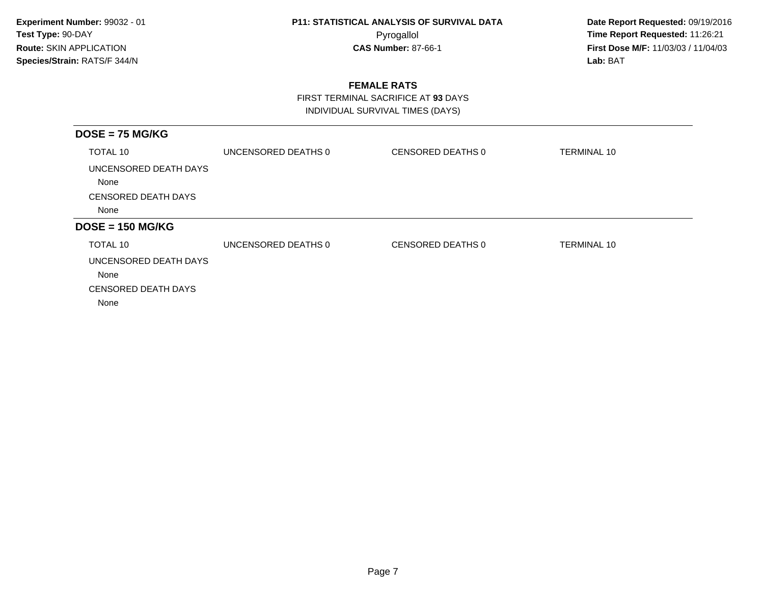**Experiment Number:** 99032 - 01
**Test Type:** 90-DAY
**Route:** SKIN APPLICATION
**Species/Strain:** RATS/F 344/N

**P11: STATISTICAL ANALYSIS OF SURVIVAL DATA**
Pyrogallol
**CAS Number:** 87-66-1

**Date Report Requested:** 09/19/2016
**Time Report Requested:** 11:26:21
**First Dose M/F:** 11/03/03 / 11/04/03
**Lab:** BAT

## FEMALE RATS

FIRST TERMINAL SACRIFICE AT **93** DAYS
INDIVIDUAL SURVIVAL TIMES (DAYS)

### DOSE = 75 MG/KG

| TOTAL 10 | UNCENSORED DEATHS 0 | CENSORED DEATHS 0 | TERMINAL 10 |
|---|---|---|---|

UNCENSORED DEATH DAYS
None

CENSORED DEATH DAYS
None

### DOSE = 150 MG/KG

| TOTAL 10 | UNCENSORED DEATHS 0 | CENSORED DEATHS 0 | TERMINAL 10 |
|---|---|---|---|

UNCENSORED DEATH DAYS
None

CENSORED DEATH DAYS
None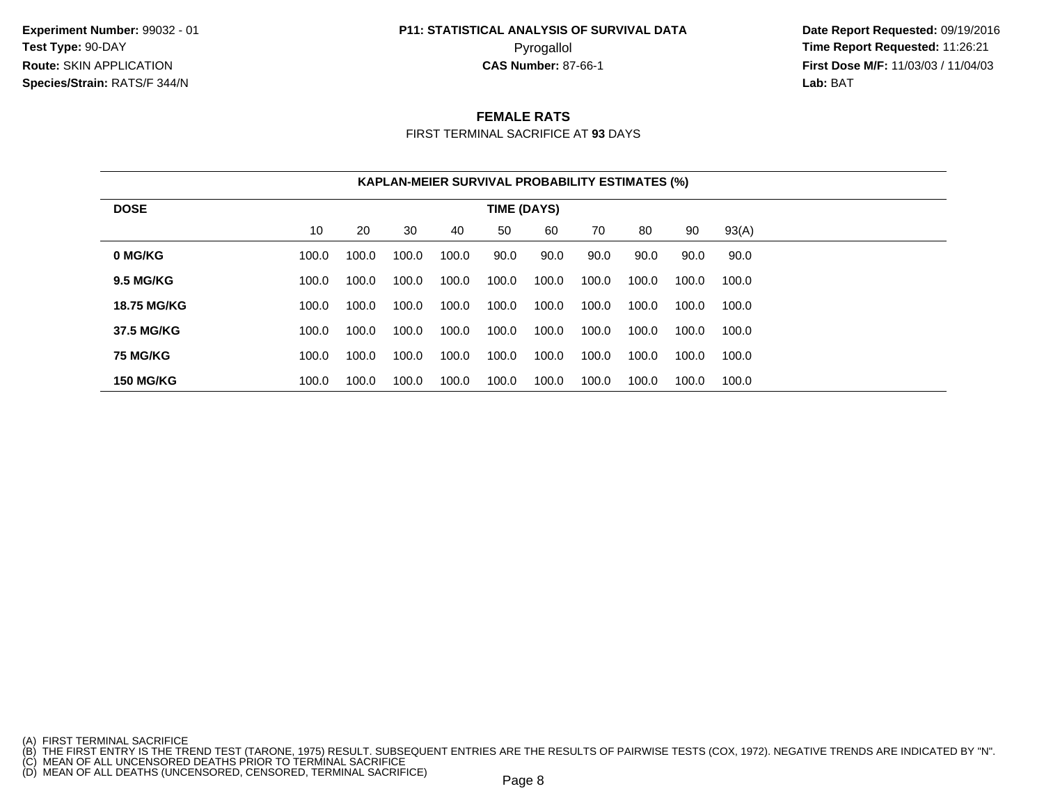**Experiment Number:** 99032 - 01
**Test Type:** 90-DAY
**Route:** SKIN APPLICATION
**Species/Strain:** RATS/F 344/N

**P11: STATISTICAL ANALYSIS OF SURVIVAL DATA**
Pyrogallol
**CAS Number:** 87-66-1

**Date Report Requested:** 09/19/2016
**Time Report Requested:** 11:26:21
**First Dose M/F:** 11/03/03 / 11/04/03
**Lab:** BAT

## FEMALE RATS

FIRST TERMINAL SACRIFICE AT **93** DAYS

**KAPLAN-MEIER SURVIVAL PROBABILITY ESTIMATES (%)**

| DOSE | TIME (DAYS) | | | | | | | | | |
|---|---|---|---|---|---|---|---|---|---|---|
| | 10 | 20 | 30 | 40 | 50 | 60 | 70 | 80 | 90 | 93(A) |
| **0 MG/KG** | 100.0 | 100.0 | 100.0 | 100.0 | 90.0 | 90.0 | 90.0 | 90.0 | 90.0 | 90.0 |
| **9.5 MG/KG** | 100.0 | 100.0 | 100.0 | 100.0 | 100.0 | 100.0 | 100.0 | 100.0 | 100.0 | 100.0 |
| **18.75 MG/KG** | 100.0 | 100.0 | 100.0 | 100.0 | 100.0 | 100.0 | 100.0 | 100.0 | 100.0 | 100.0 |
| **37.5 MG/KG** | 100.0 | 100.0 | 100.0 | 100.0 | 100.0 | 100.0 | 100.0 | 100.0 | 100.0 | 100.0 |
| **75 MG/KG** | 100.0 | 100.0 | 100.0 | 100.0 | 100.0 | 100.0 | 100.0 | 100.0 | 100.0 | 100.0 |
| **150 MG/KG** | 100.0 | 100.0 | 100.0 | 100.0 | 100.0 | 100.0 | 100.0 | 100.0 | 100.0 | 100.0 |

(A) FIRST TERMINAL SACRIFICE
(B) THE FIRST ENTRY IS THE TREND TEST (TARONE, 1975) RESULT. SUBSEQUENT ENTRIES ARE THE RESULTS OF PAIRWISE TESTS (COX, 1972). NEGATIVE TRENDS ARE INDICATED BY "N".
(C) MEAN OF ALL UNCENSORED DEATHS PRIOR TO TERMINAL SACRIFICE
(D) MEAN OF ALL DEATHS (UNCENSORED, CENSORED, TERMINAL SACRIFICE)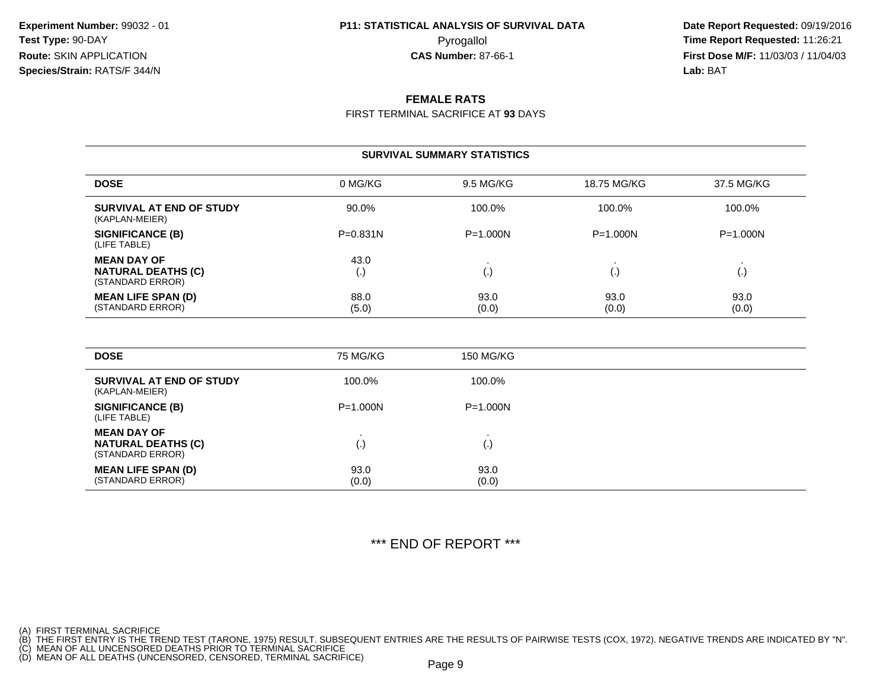**Experiment Number:** 99032 - 01
**Test Type:** 90-DAY
**Route:** SKIN APPLICATION
**Species/Strain:** RATS/F 344/N

**P11: STATISTICAL ANALYSIS OF SURVIVAL DATA**
Pyrogallol
**CAS Number:** 87-66-1

**Date Report Requested:** 09/19/2016
**Time Report Requested:** 11:26:21
**First Dose M/F:** 11/03/03 / 11/04/03
**Lab:** BAT

## FEMALE RATS

FIRST TERMINAL SACRIFICE AT **93** DAYS

### SURVIVAL SUMMARY STATISTICS

| DOSE | 0 MG/KG | 9.5 MG/KG | 18.75 MG/KG | 37.5 MG/KG |
|---|---|---|---|---|
| **SURVIVAL AT END OF STUDY** (KAPLAN-MEIER) | 90.0% | 100.0% | 100.0% | 100.0% |
| **SIGNIFICANCE (B)** (LIFE TABLE) | P=0.831N | P=1.000N | P=1.000N | P=1.000N |
| **MEAN DAY OF NATURAL DEATHS (C)** (STANDARD ERROR) | 43.0 (.) | . (.) | . (.) | . (.) |
| **MEAN LIFE SPAN (D)** (STANDARD ERROR) | 88.0 (5.0) | 93.0 (0.0) | 93.0 (0.0) | 93.0 (0.0) |

| DOSE | 75 MG/KG | 150 MG/KG |
|---|---|---|
| **SURVIVAL AT END OF STUDY** (KAPLAN-MEIER) | 100.0% | 100.0% |
| **SIGNIFICANCE (B)** (LIFE TABLE) | P=1.000N | P=1.000N |
| **MEAN DAY OF NATURAL DEATHS (C)** (STANDARD ERROR) | . (.) | . (.) |
| **MEAN LIFE SPAN (D)** (STANDARD ERROR) | 93.0 (0.0) | 93.0 (0.0) |

\*\*\* END OF REPORT \*\*\*

(A) FIRST TERMINAL SACRIFICE
(B) THE FIRST ENTRY IS THE TREND TEST (TARONE, 1975) RESULT. SUBSEQUENT ENTRIES ARE THE RESULTS OF PAIRWISE TESTS (COX, 1972). NEGATIVE TRENDS ARE INDICATED BY "N".
(C) MEAN OF ALL UNCENSORED DEATHS PRIOR TO TERMINAL SACRIFICE
(D) MEAN OF ALL DEATHS (UNCENSORED, CENSORED, TERMINAL SACRIFICE)